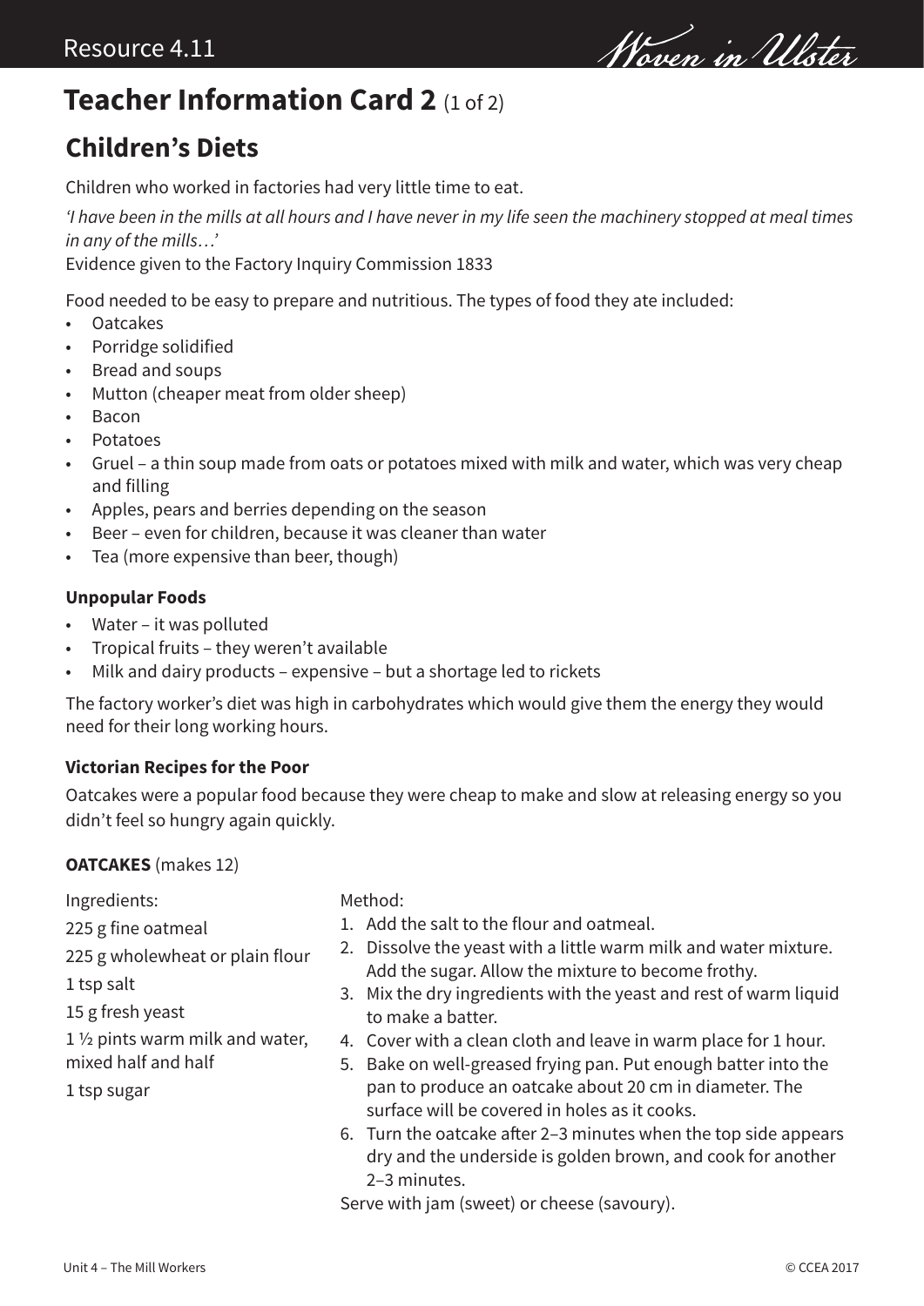# Teacher Information Card 2 (1 of 2)

## Children's Diets

Children who worked in factories had very little time to eat.

*'I have been in the mills at all hours and I have never in my life seen the machinery stopped at meal times in any of the mills…'*
Evidence given to the Factory Inquiry Commission 1833

Food needed to be easy to prepare and nutritious. The types of food they ate included:

- Oatcakes
- Porridge solidified
- Bread and soups
- Mutton (cheaper meat from older sheep)
- Bacon
- Potatoes
- Gruel – a thin soup made from oats or potatoes mixed with milk and water, which was very cheap and filling
- Apples, pears and berries depending on the season
- Beer – even for children, because it was cleaner than water
- Tea (more expensive than beer, though)

### Unpopular Foods

- Water – it was polluted
- Tropical fruits – they weren't available
- Milk and dairy products – expensive – but a shortage led to rickets

The factory worker's diet was high in carbohydrates which would give them the energy they would need for their long working hours.

### Victorian Recipes for the Poor

Oatcakes were a popular food because they were cheap to make and slow at releasing energy so you didn't feel so hungry again quickly.

**OATCAKES** (makes 12)

Ingredients:

225 g fine oatmeal

225 g wholewheat or plain flour

1 tsp salt

15 g fresh yeast

1 ½ pints warm milk and water, mixed half and half

1 tsp sugar

Method:

1. Add the salt to the flour and oatmeal.
2. Dissolve the yeast with a little warm milk and water mixture. Add the sugar. Allow the mixture to become frothy.
3. Mix the dry ingredients with the yeast and rest of warm liquid to make a batter.
4. Cover with a clean cloth and leave in warm place for 1 hour.
5. Bake on well-greased frying pan. Put enough batter into the pan to produce an oatcake about 20 cm in diameter. The surface will be covered in holes as it cooks.
6. Turn the oatcake after 2–3 minutes when the top side appears dry and the underside is golden brown, and cook for another 2–3 minutes.

Serve with jam (sweet) or cheese (savoury).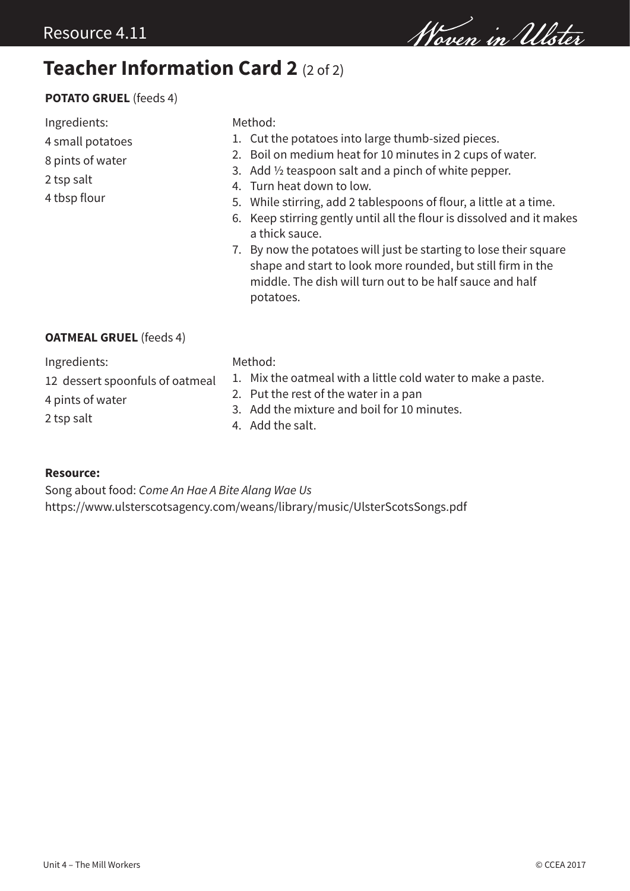## Teacher Information Card 2 (2 of 2)

**POTATO GRUEL** (feeds 4)

Ingredients:
4 small potatoes
8 pints of water
2 tsp salt
4 tbsp flour

Method:
1. Cut the potatoes into large thumb-sized pieces.
2. Boil on medium heat for 10 minutes in 2 cups of water.
3. Add ½ teaspoon salt and a pinch of white pepper.
4. Turn heat down to low.
5. While stirring, add 2 tablespoons of flour, a little at a time.
6. Keep stirring gently until all the flour is dissolved and it makes a thick sauce.
7. By now the potatoes will just be starting to lose their square shape and start to look more rounded, but still firm in the middle. The dish will turn out to be half sauce and half potatoes.

**OATMEAL GRUEL** (feeds 4)

Ingredients:
12 dessert spoonfuls of oatmeal
4 pints of water
2 tsp salt

Method:
1. Mix the oatmeal with a little cold water to make a paste.
2. Put the rest of the water in a pan
3. Add the mixture and boil for 10 minutes.
4. Add the salt.

**Resource:**
Song about food: *Come An Hae A Bite Alang Wae Us*
https://www.ulsterscotsagency.com/weans/library/music/UlsterScotsSongs.pdf